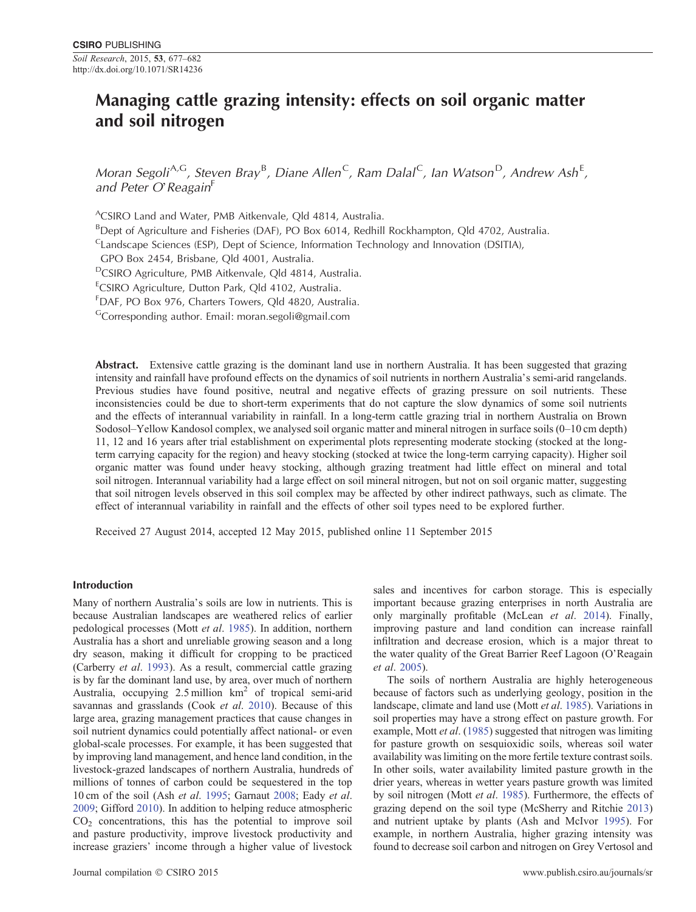# Managing cattle grazing intensity: effects on soil organic matter and soil nitrogen

*Moran Segoli*[A,G], *Steven Bray*[B], *Diane Allen*[C], *Ram Dalal*[C], *Ian Watson*[D], *Andrew Ash*[E], *and Peter O'Reagain*[F]

[A]CSIRO Land and Water, PMB Aitkenvale, Qld 4814, Australia.

[B]Dept of Agriculture and Fisheries (DAF), PO Box 6014, Redhill Rockhampton, Qld 4702, Australia.

[C]Landscape Sciences (ESP), Dept of Science, Information Technology and Innovation (DSITIA), GPO Box 2454, Brisbane, Qld 4001, Australia.

[D]CSIRO Agriculture, PMB Aitkenvale, Qld 4814, Australia.

[E]CSIRO Agriculture, Dutton Park, Qld 4102, Australia.

[F]DAF, PO Box 976, Charters Towers, Qld 4820, Australia.

[G]Corresponding author. Email: moran.segoli@gmail.com

**Abstract.** Extensive cattle grazing is the dominant land use in northern Australia. It has been suggested that grazing intensity and rainfall have profound effects on the dynamics of soil nutrients in northern Australia's semi-arid rangelands. Previous studies have found positive, neutral and negative effects of grazing pressure on soil nutrients. These inconsistencies could be due to short-term experiments that do not capture the slow dynamics of some soil nutrients and the effects of interannual variability in rainfall. In a long-term cattle grazing trial in northern Australia on Brown Sodosol–Yellow Kandosol complex, we analysed soil organic matter and mineral nitrogen in surface soils (0–10 cm depth) 11, 12 and 16 years after trial establishment on experimental plots representing moderate stocking (stocked at the long-term carrying capacity for the region) and heavy stocking (stocked at twice the long-term carrying capacity). Higher soil organic matter was found under heavy stocking, although grazing treatment had little effect on mineral and total soil nitrogen. Interannual variability had a large effect on soil mineral nitrogen, but not on soil organic matter, suggesting that soil nitrogen levels observed in this soil complex may be affected by other indirect pathways, such as climate. The effect of interannual variability in rainfall and the effects of other soil types need to be explored further.

Received 27 August 2014, accepted 12 May 2015, published online 11 September 2015

## Introduction

Many of northern Australia's soils are low in nutrients. This is because Australian landscapes are weathered relics of earlier pedological processes (Mott *et al*. 1985). In addition, northern Australia has a short and unreliable growing season and a long dry season, making it difficult for cropping to be practiced (Carberry *et al*. 1993). As a result, commercial cattle grazing is by far the dominant land use, by area, over much of northern Australia, occupying 2.5 million $km^2$ of tropical semi-arid savannas and grasslands (Cook *et al*. 2010). Because of this large area, grazing management practices that cause changes in soil nutrient dynamics could potentially affect national- or even global-scale processes. For example, it has been suggested that by improving land management, and hence land condition, in the livestock-grazed landscapes of northern Australia, hundreds of millions of tonnes of carbon could be sequestered in the top 10 cm of the soil (Ash *et al*. 1995; Garnaut 2008; Eady *et al*. 2009; Gifford 2010). In addition to helping reduce atmospheric $CO_2$ concentrations, this has the potential to improve soil and pasture productivity, improve livestock productivity and increase graziers' income through a higher value of livestock sales and incentives for carbon storage. This is especially important because grazing enterprises in north Australia are only marginally profitable (McLean *et al*. 2014). Finally, improving pasture and land condition can increase rainfall infiltration and decrease erosion, which is a major threat to the water quality of the Great Barrier Reef Lagoon (O'Reagain *et al*. 2005).

The soils of northern Australia are highly heterogeneous because of factors such as underlying geology, position in the landscape, climate and land use (Mott *et al*. 1985). Variations in soil properties may have a strong effect on pasture growth. For example, Mott *et al*. (1985) suggested that nitrogen was limiting for pasture growth on sesquioxidic soils, whereas soil water availability was limiting on the more fertile texture contrast soils. In other soils, water availability limited pasture growth in the drier years, whereas in wetter years pasture growth was limited by soil nitrogen (Mott *et al*. 1985). Furthermore, the effects of grazing depend on the soil type (McSherry and Ritchie 2013) and nutrient uptake by plants (Ash and McIvor 1995). For example, in northern Australia, higher grazing intensity was found to decrease soil carbon and nitrogen on Grey Vertosol and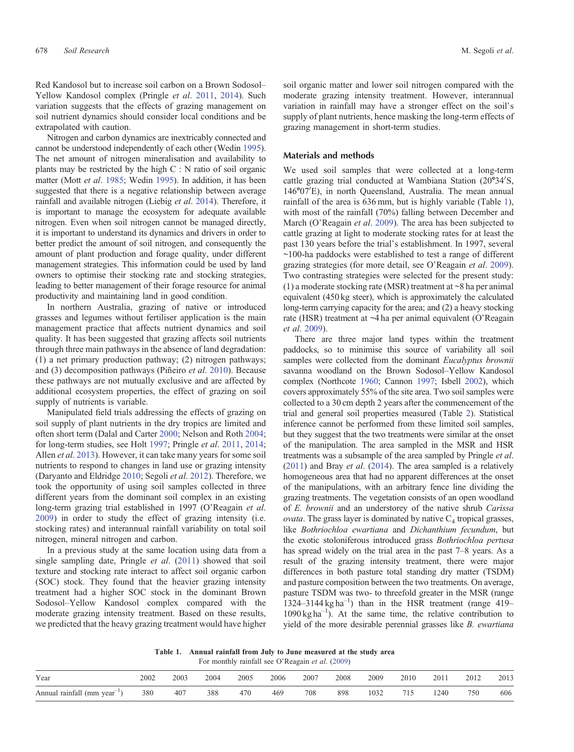Red Kandosol but to increase soil carbon on a Brown Sodosol–Yellow Kandosol complex (Pringle *et al*. 2011, 2014). Such variation suggests that the effects of grazing management on soil nutrient dynamics should consider local conditions and be extrapolated with caution.

Nitrogen and carbon dynamics are inextricably connected and cannot be understood independently of each other (Wedin 1995). The net amount of nitrogen mineralisation and availability to plants may be restricted by the high C : N ratio of soil organic matter (Mott *et al*. 1985; Wedin 1995). In addition, it has been suggested that there is a negative relationship between average rainfall and available nitrogen (Liebig *et al*. 2014). Therefore, it is important to manage the ecosystem for adequate available nitrogen. Even when soil nitrogen cannot be managed directly, it is important to understand its dynamics and drivers in order to better predict the amount of soil nitrogen, and consequently the amount of plant production and forage quality, under different management strategies. This information could be used by land owners to optimise their stocking rate and stocking strategies, leading to better management of their forage resource for animal productivity and maintaining land in good condition.

In northern Australia, grazing of native or introduced grasses and legumes without fertiliser application is the main management practice that affects nutrient dynamics and soil quality. It has been suggested that grazing affects soil nutrients through three main pathways in the absence of land degradation: (1) a net primary production pathway; (2) nitrogen pathways; and (3) decomposition pathways (Piñeiro *et al*. 2010). Because these pathways are not mutually exclusive and are affected by additional ecosystem properties, the effect of grazing on soil supply of nutrients is variable.

Manipulated field trials addressing the effects of grazing on soil supply of plant nutrients in the dry tropics are limited and often short term (Dalal and Carter 2000; Nelson and Roth 2004; for long-term studies, see Holt 1997; Pringle *et al*. 2011, 2014; Allen *et al*. 2013). However, it can take many years for some soil nutrients to respond to changes in land use or grazing intensity (Daryanto and Eldridge 2010; Segoli *et al*. 2012). Therefore, we took the opportunity of using soil samples collected in three different years from the dominant soil complex in an existing long-term grazing trial established in 1997 (O'Reagain *et al*. 2009) in order to study the effect of grazing intensity (i.e. stocking rates) and interannual rainfall variability on total soil nitrogen, mineral nitrogen and carbon.

In a previous study at the same location using data from a single sampling date, Pringle *et al*. (2011) showed that soil texture and stocking rate interact to affect soil organic carbon (SOC) stock. They found that the heavier grazing intensity treatment had a higher SOC stock in the dominant Brown Sodosol–Yellow Kandosol complex compared with the moderate grazing intensity treatment. Based on these results, we predicted that the heavy grazing treatment would have higher soil organic matter and lower soil nitrogen compared with the moderate grazing intensity treatment. However, interannual variation in rainfall may have a stronger effect on the soil's supply of plant nutrients, hence masking the long-term effects of grazing management in short-term studies.

## Materials and methods

We used soil samples that were collected at a long-term cattle grazing trial conducted at Wambiana Station (20°34′S, 146°07′E), in north Queensland, Australia. The mean annual rainfall of the area is 636 mm, but is highly variable (Table 1), with most of the rainfall (70%) falling between December and March (O'Reagain *et al*. 2009). The area has been subjected to cattle grazing at light to moderate stocking rates for at least the past 130 years before the trial's establishment. In 1997, several ~100-ha paddocks were established to test a range of different grazing strategies (for more detail, see O'Reagain *et al*. 2009). Two contrasting strategies were selected for the present study: (1) a moderate stocking rate (MSR) treatment at ~8 ha per animal equivalent (450 kg steer), which is approximately the calculated long-term carrying capacity for the area; and (2) a heavy stocking rate (HSR) treatment at ~4 ha per animal equivalent (O'Reagain *et al*. 2009).

There are three major land types within the treatment paddocks, so to minimise this source of variability all soil samples were collected from the dominant *Eucalyptus brownii* savanna woodland on the Brown Sodosol–Yellow Kandosol complex (Northcote 1960; Cannon 1997; Isbell 2002), which covers approximately 55% of the site area. Two soil samples were collected to a 30 cm depth 2 years after the commencement of the trial and general soil properties measured (Table 2). Statistical inference cannot be performed from these limited soil samples, but they suggest that the two treatments were similar at the onset of the manipulation. The area sampled in the MSR and HSR treatments was a subsample of the area sampled by Pringle *et al*. (2011) and Bray *et al*. (2014). The area sampled is a relatively homogeneous area that had no apparent differences at the onset of the manipulations, with an arbitrary fence line dividing the grazing treatments. The vegetation consists of an open woodland of *E. brownii* and an understorey of the native shrub *Carissa ovata*. The grass layer is dominated by native $C_4$ tropical grasses, like *Bothriochloa ewartiana* and *Dichanthium fecundum*, but the exotic stoloniferous introduced grass *Bothriochloa pertusa* has spread widely on the trial area in the past 7–8 years. As a result of the grazing intensity treatment, there were major differences in both pasture total standing dry matter (TSDM) and pasture composition between the two treatments. On average, pasture TSDM was two- to threefold greater in the MSR (range 1324–3144 kg ha$^{-1}$) than in the HSR treatment (range 419–1090 kg ha$^{-1}$). At the same time, the relative contribution to yield of the more desirable perennial grasses like *B. ewartiana*

**Table 1. Annual rainfall from July to June measured at the study area**
For monthly rainfall see O'Reagain *et al*. (2009)

| Year | 2002 | 2003 | 2004 | 2005 | 2006 | 2007 | 2008 | 2009 | 2010 | 2011 | 2012 | 2013 |
|---|---|---|---|---|---|---|---|---|---|---|---|---|
| Annual rainfall (mm year$^{-1}$) | 380 | 407 | 388 | 470 | 469 | 708 | 898 | 1032 | 715 | 1240 | 750 | 606 |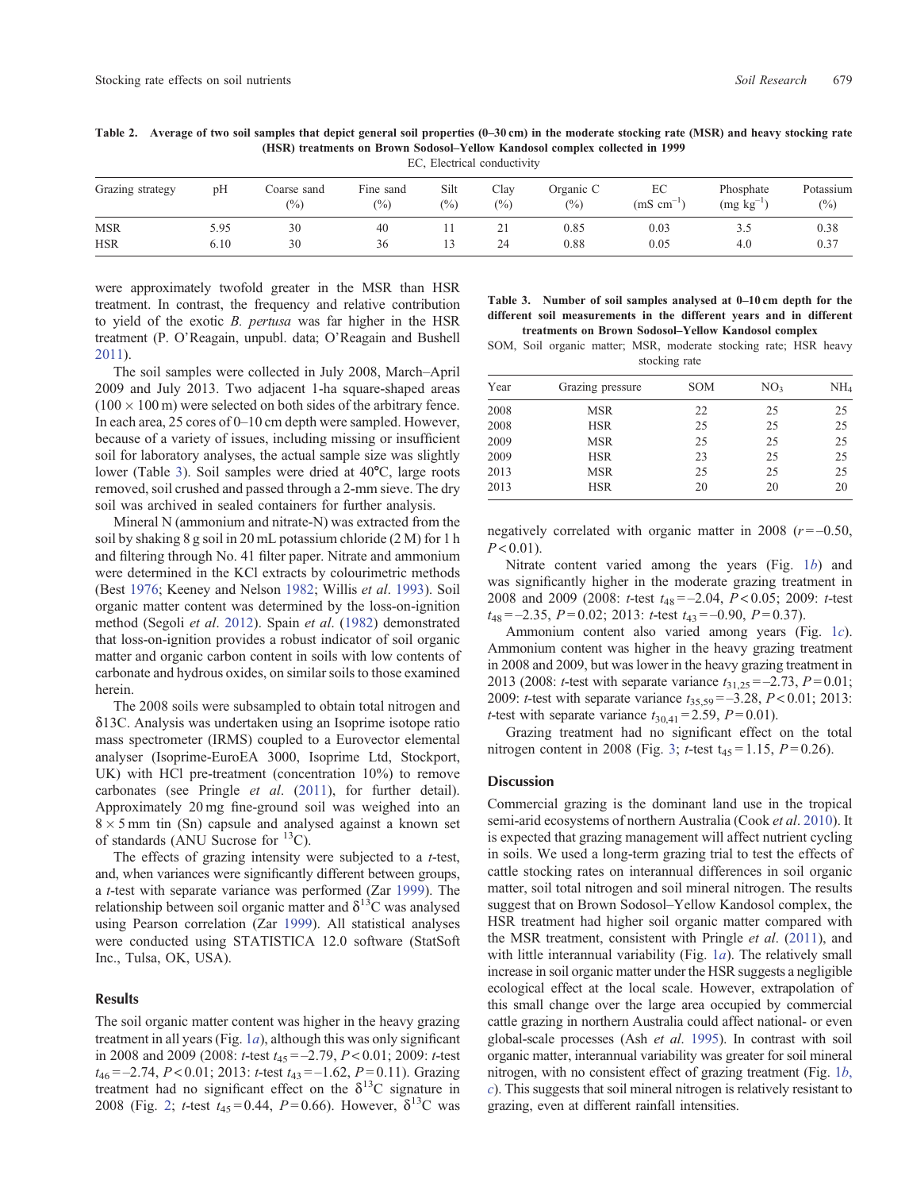**Table 2. Average of two soil samples that depict general soil properties (0–30 cm) in the moderate stocking rate (MSR) and heavy stocking rate (HSR) treatments on Brown Sodosol–Yellow Kandosol complex collected in 1999**

EC, Electrical conductivity

| Grazing strategy | pH | Coarse sand (%) | Fine sand (%) | Silt (%) | Clay (%) | Organic C (%) | EC (mS $cm^{-1}$) | Phosphate (mg $kg^{-1}$) | Potassium (%) |
|---|---|---|---|---|---|---|---|---|---|
| MSR | 5.95 | 30 | 40 | 11 | 21 | 0.85 | 0.03 | 3.5 | 0.38 |
| HSR | 6.10 | 30 | 36 | 13 | 24 | 0.88 | 0.05 | 4.0 | 0.37 |

were approximately twofold greater in the MSR than HSR treatment. In contrast, the frequency and relative contribution to yield of the exotic *B. pertusa* was far higher in the HSR treatment (P. O'Reagain, unpubl. data; O'Reagain and Bushell 2011).

The soil samples were collected in July 2008, March–April 2009 and July 2013. Two adjacent 1-ha square-shaped areas (100 × 100 m) were selected on both sides of the arbitrary fence. In each area, 25 cores of 0–10 cm depth were sampled. However, because of a variety of issues, including missing or insufficient soil for laboratory analyses, the actual sample size was slightly lower (Table 3). Soil samples were dried at 40°C, large roots removed, soil crushed and passed through a 2-mm sieve. The dry soil was archived in sealed containers for further analysis.

Mineral N (ammonium and nitrate-N) was extracted from the soil by shaking 8 g soil in 20 mL potassium chloride (2 M) for 1 h and filtering through No. 41 filter paper. Nitrate and ammonium were determined in the KCl extracts by colourimetric methods (Best 1976; Keeney and Nelson 1982; Willis *et al*. 1993). Soil organic matter content was determined by the loss-on-ignition method (Segoli *et al*. 2012). Spain *et al*. (1982) demonstrated that loss-on-ignition provides a robust indicator of soil organic matter and organic carbon content in soils with low contents of carbonate and hydrous oxides, on similar soils to those examined herein.

The 2008 soils were subsampled to obtain total nitrogen and $\delta$13C. Analysis was undertaken using an Isoprime isotope ratio mass spectrometer (IRMS) coupled to a Eurovector elemental analyser (Isoprime-EuroEA 3000, Isoprime Ltd, Stockport, UK) with HCl pre-treatment (concentration 10%) to remove carbonates (see Pringle *et al*. (2011), for further detail). Approximately 20 mg fine-ground soil was weighed into an 8 × 5 mm tin (Sn) capsule and analysed against a known set of standards (ANU Sucrose for $^{13}C$).

The effects of grazing intensity were subjected to a *t*-test, and, when variances were significantly different between groups, a *t*-test with separate variance was performed (Zar 1999). The relationship between soil organic matter and $\delta^{13}C$ was analysed using Pearson correlation (Zar 1999). All statistical analyses were conducted using STATISTICA 12.0 software (StatSoft Inc., Tulsa, OK, USA).

## Results

The soil organic matter content was higher in the heavy grazing treatment in all years (Fig. 1*a*), although this was only significant in 2008 and 2009 (2008: *t*-test $t_{45} = -2.79$, $P < 0.01$; 2009: *t*-test $t_{46} = -2.74$, $P < 0.01$; 2013: *t*-test $t_{43} = -1.62$, $P = 0.11$). Grazing treatment had no significant effect on the $\delta^{13}C$ signature in 2008 (Fig. 2; *t*-test $t_{45} = 0.44$, $P = 0.66$). However, $\delta^{13}C$ was negatively correlated with organic matter in 2008 ($r = -0.50$, $P < 0.01$).

**Table 3. Number of soil samples analysed at 0–10 cm depth for the different soil measurements in the different years and in different treatments on Brown Sodosol–Yellow Kandosol complex**

SOM, Soil organic matter; MSR, moderate stocking rate; HSR heavy stocking rate

| Year | Grazing pressure | SOM | $NO_3$ | $NH_4$ |
|---|---|---|---|---|
| 2008 | MSR | 22 | 25 | 25 |
| 2008 | HSR | 25 | 25 | 25 |
| 2009 | MSR | 25 | 25 | 25 |
| 2009 | HSR | 23 | 25 | 25 |
| 2013 | MSR | 25 | 25 | 25 |
| 2013 | HSR | 20 | 20 | 20 |

Nitrate content varied among the years (Fig. 1*b*) and was significantly higher in the moderate grazing treatment in 2008 and 2009 (2008: *t*-test $t_{48} = -2.04$, $P < 0.05$; 2009: *t*-test $t_{48} = -2.35$, $P = 0.02$; 2013: *t*-test $t_{43} = -0.90$, $P = 0.37$).

Ammonium content also varied among years (Fig. 1*c*). Ammonium content was higher in the heavy grazing treatment in 2008 and 2009, but was lower in the heavy grazing treatment in 2013 (2008: *t*-test with separate variance $t_{31,25} = -2.73$, $P = 0.01$; 2009: *t*-test with separate variance $t_{35,59} = -3.28$, $P < 0.01$; 2013: *t*-test with separate variance $t_{30,41} = 2.59$, $P = 0.01$).

Grazing treatment had no significant effect on the total nitrogen content in 2008 (Fig. 3; *t*-test $t_{45} = 1.15$, $P = 0.26$).

## Discussion

Commercial grazing is the dominant land use in the tropical semi-arid ecosystems of northern Australia (Cook *et al*. 2010). It is expected that grazing management will affect nutrient cycling in soils. We used a long-term grazing trial to test the effects of cattle stocking rates on interannual differences in soil organic matter, soil total nitrogen and soil mineral nitrogen. The results suggest that on Brown Sodosol–Yellow Kandosol complex, the HSR treatment had higher soil organic matter compared with the MSR treatment, consistent with Pringle *et al*. (2011), and with little interannual variability (Fig. 1*a*). The relatively small increase in soil organic matter under the HSR suggests a negligible ecological effect at the local scale. However, extrapolation of this small change over the large area occupied by commercial cattle grazing in northern Australia could affect national- or even global-scale processes (Ash *et al*. 1995). In contrast with soil organic matter, interannual variability was greater for soil mineral nitrogen, with no consistent effect of grazing treatment (Fig. 1*b*, *c*). This suggests that soil mineral nitrogen is relatively resistant to grazing, even at different rainfall intensities.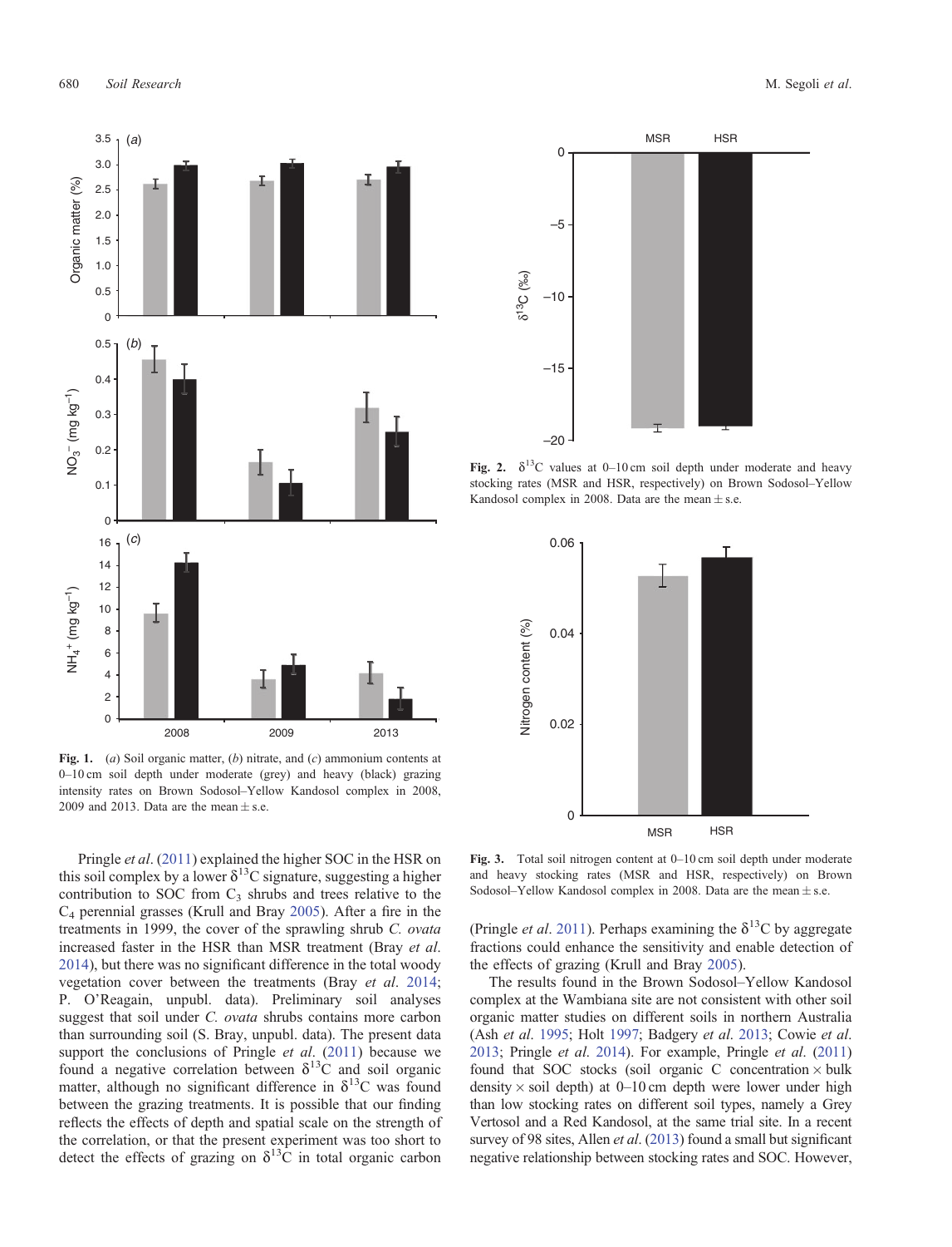Fig. 1. (*a*) Soil organic matter, (*b*) nitrate, and (*c*) ammonium contents at 0–10 cm soil depth under moderate (grey) and heavy (black) grazing intensity rates on Brown Sodosol–Yellow Kandosol complex in 2008, 2009 and 2013. Data are the mean ± s.e.

Fig. 2. $\delta^{13}C$ values at 0–10 cm soil depth under moderate and heavy stocking rates (MSR and HSR, respectively) on Brown Sodosol–Yellow Kandosol complex in 2008. Data are the mean ± s.e.

Fig. 3. Total soil nitrogen content at 0–10 cm soil depth under moderate and heavy stocking rates (MSR and HSR, respectively) on Brown Sodosol–Yellow Kandosol complex in 2008. Data are the mean ± s.e.

Pringle *et al*. (2011) explained the higher SOC in the HSR on this soil complex by a lower $\delta^{13}C$ signature, suggesting a higher contribution to SOC from $C_3$ shrubs and trees relative to the $C_4$ perennial grasses (Krull and Bray 2005). After a fire in the treatments in 1999, the cover of the sprawling shrub *C. ovata* increased faster in the HSR than MSR treatment (Bray *et al*. 2014), but there was no significant difference in the total woody vegetation cover between the treatments (Bray *et al*. 2014; P. O'Reagain, unpubl. data). Preliminary soil analyses suggest that soil under *C. ovata* shrubs contains more carbon than surrounding soil (S. Bray, unpubl. data). The present data support the conclusions of Pringle *et al*. (2011) because we found a negative correlation between $\delta^{13}C$ and soil organic matter, although no significant difference in $\delta^{13}C$ was found between the grazing treatments. It is possible that our finding reflects the effects of depth and spatial scale on the strength of the correlation, or that the present experiment was too short to detect the effects of grazing on $\delta^{13}C$ in total organic carbon (Pringle *et al*. 2011). Perhaps examining the $\delta^{13}C$ by aggregate fractions could enhance the sensitivity and enable detection of the effects of grazing (Krull and Bray 2005).

The results found in the Brown Sodosol–Yellow Kandosol complex at the Wambiana site are not consistent with other soil organic matter studies on different soils in northern Australia (Ash *et al*. 1995; Holt 1997; Badgery *et al*. 2013; Cowie *et al*. 2013; Pringle *et al*. 2014). For example, Pringle *et al*. (2011) found that SOC stocks (soil organic C concentration × bulk density × soil depth) at 0–10 cm depth were lower under high than low stocking rates on different soil types, namely a Grey Vertosol and a Red Kandosol, at the same trial site. In a recent survey of 98 sites, Allen *et al*. (2013) found a small but significant negative relationship between stocking rates and SOC. However,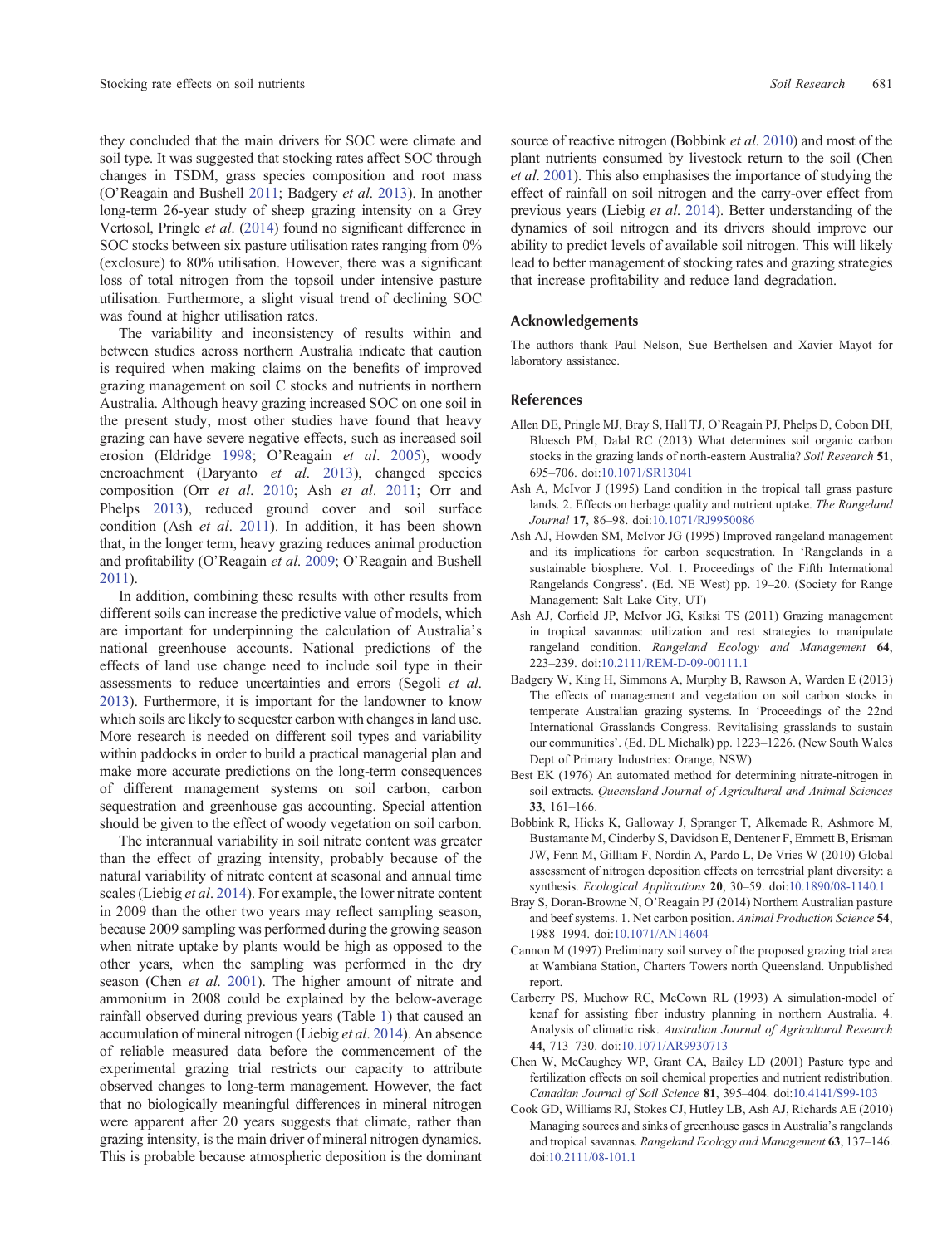they concluded that the main drivers for SOC were climate and soil type. It was suggested that stocking rates affect SOC through changes in TSDM, grass species composition and root mass (O'Reagain and Bushell 2011; Badgery *et al*. 2013). In another long-term 26-year study of sheep grazing intensity on a Grey Vertosol, Pringle *et al*. (2014) found no significant difference in SOC stocks between six pasture utilisation rates ranging from 0% (exclosure) to 80% utilisation. However, there was a significant loss of total nitrogen from the topsoil under intensive pasture utilisation. Furthermore, a slight visual trend of declining SOC was found at higher utilisation rates.

The variability and inconsistency of results within and between studies across northern Australia indicate that caution is required when making claims on the benefits of improved grazing management on soil C stocks and nutrients in northern Australia. Although heavy grazing increased SOC on one soil in the present study, most other studies have found that heavy grazing can have severe negative effects, such as increased soil erosion (Eldridge 1998; O'Reagain *et al*. 2005), woody encroachment (Daryanto *et al*. 2013), changed species composition (Orr *et al*. 2010; Ash *et al*. 2011; Orr and Phelps 2013), reduced ground cover and soil surface condition (Ash *et al*. 2011). In addition, it has been shown that, in the longer term, heavy grazing reduces animal production and profitability (O'Reagain *et al*. 2009; O'Reagain and Bushell 2011).

In addition, combining these results with other results from different soils can increase the predictive value of models, which are important for underpinning the calculation of Australia's national greenhouse accounts. National predictions of the effects of land use change need to include soil type in their assessments to reduce uncertainties and errors (Segoli *et al*. 2013). Furthermore, it is important for the landowner to know which soils are likely to sequester carbon with changes in land use. More research is needed on different soil types and variability within paddocks in order to build a practical managerial plan and make more accurate predictions on the long-term consequences of different management systems on soil carbon, carbon sequestration and greenhouse gas accounting. Special attention should be given to the effect of woody vegetation on soil carbon.

The interannual variability in soil nitrate content was greater than the effect of grazing intensity, probably because of the natural variability of nitrate content at seasonal and annual time scales (Liebig *et al*. 2014). For example, the lower nitrate content in 2009 than the other two years may reflect sampling season, because 2009 sampling was performed during the growing season when nitrate uptake by plants would be high as opposed to the other years, when the sampling was performed in the dry season (Chen *et al*. 2001). The higher amount of nitrate and ammonium in 2008 could be explained by the below-average rainfall observed during previous years (Table 1) that caused an accumulation of mineral nitrogen (Liebig *et al*. 2014). An absence of reliable measured data before the commencement of the experimental grazing trial restricts our capacity to attribute observed changes to long-term management. However, the fact that no biologically meaningful differences in mineral nitrogen were apparent after 20 years suggests that climate, rather than grazing intensity, is the main driver of mineral nitrogen dynamics. This is probable because atmospheric deposition is the dominant source of reactive nitrogen (Bobbink *et al*. 2010) and most of the plant nutrients consumed by livestock return to the soil (Chen *et al*. 2001). This also emphasises the importance of studying the effect of rainfall on soil nitrogen and the carry-over effect from previous years (Liebig *et al*. 2014). Better understanding of the dynamics of soil nitrogen and its drivers should improve our ability to predict levels of available soil nitrogen. This will likely lead to better management of stocking rates and grazing strategies that increase profitability and reduce land degradation.

## Acknowledgements

The authors thank Paul Nelson, Sue Berthelsen and Xavier Mayot for laboratory assistance.

## References

Allen DE, Pringle MJ, Bray S, Hall TJ, O'Reagain PJ, Phelps D, Cobon DH, Bloesch PM, Dalal RC (2013) What determines soil organic carbon stocks in the grazing lands of north-eastern Australia? *Soil Research* **51**, 695–706. doi:10.1071/SR13041

Ash A, McIvor J (1995) Land condition in the tropical tall grass pasture lands. 2. Effects on herbage quality and nutrient uptake. *The Rangeland Journal* **17**, 86–98. doi:10.1071/RJ9950086

Ash AJ, Howden SM, McIvor JG (1995) Improved rangeland management and its implications for carbon sequestration. In 'Rangelands in a sustainable biosphere. Vol. 1. Proceedings of the Fifth International Rangelands Congress'. (Ed. NE West) pp. 19–20. (Society for Range Management: Salt Lake City, UT)

Ash AJ, Corfield JP, McIvor JG, Ksiksi TS (2011) Grazing management in tropical savannas: utilization and rest strategies to manipulate rangeland condition. *Rangeland Ecology and Management* **64**, 223–239. doi:10.2111/REM-D-09-00111.1

Badgery W, King H, Simmons A, Murphy B, Rawson A, Warden E (2013) The effects of management and vegetation on soil carbon stocks in temperate Australian grazing systems. In 'Proceedings of the 22nd International Grasslands Congress. Revitalising grasslands to sustain our communities'. (Ed. DL Michalk) pp. 1223–1226. (New South Wales Dept of Primary Industries: Orange, NSW)

Best EK (1976) An automated method for determining nitrate-nitrogen in soil extracts. *Queensland Journal of Agricultural and Animal Sciences* **33**, 161–166.

Bobbink R, Hicks K, Galloway J, Spranger T, Alkemade R, Ashmore M, Bustamante M, Cinderby S, Davidson E, Dentener F, Emmett B, Erisman JW, Fenn M, Gilliam F, Nordin A, Pardo L, De Vries W (2010) Global assessment of nitrogen deposition effects on terrestrial plant diversity: a synthesis. *Ecological Applications* **20**, 30–59. doi:10.1890/08-1140.1

Bray S, Doran-Browne N, O'Reagain PJ (2014) Northern Australian pasture and beef systems. 1. Net carbon position. *Animal Production Science* **54**, 1988–1994. doi:10.1071/AN14604

Cannon M (1997) Preliminary soil survey of the proposed grazing trial area at Wambiana Station, Charters Towers north Queensland. Unpublished report.

Carberry PS, Muchow RC, McCown RL (1993) A simulation-model of kenaf for assisting fiber industry planning in northern Australia. 4. Analysis of climatic risk. *Australian Journal of Agricultural Research* **44**, 713–730. doi:10.1071/AR9930713

Chen W, McCaughey WP, Grant CA, Bailey LD (2001) Pasture type and fertilization effects on soil chemical properties and nutrient redistribution. *Canadian Journal of Soil Science* **81**, 395–404. doi:10.4141/S99-103

Cook GD, Williams RJ, Stokes CJ, Hutley LB, Ash AJ, Richards AE (2010) Managing sources and sinks of greenhouse gases in Australia's rangelands and tropical savannas. *Rangeland Ecology and Management* **63**, 137–146. doi:10.2111/08-101.1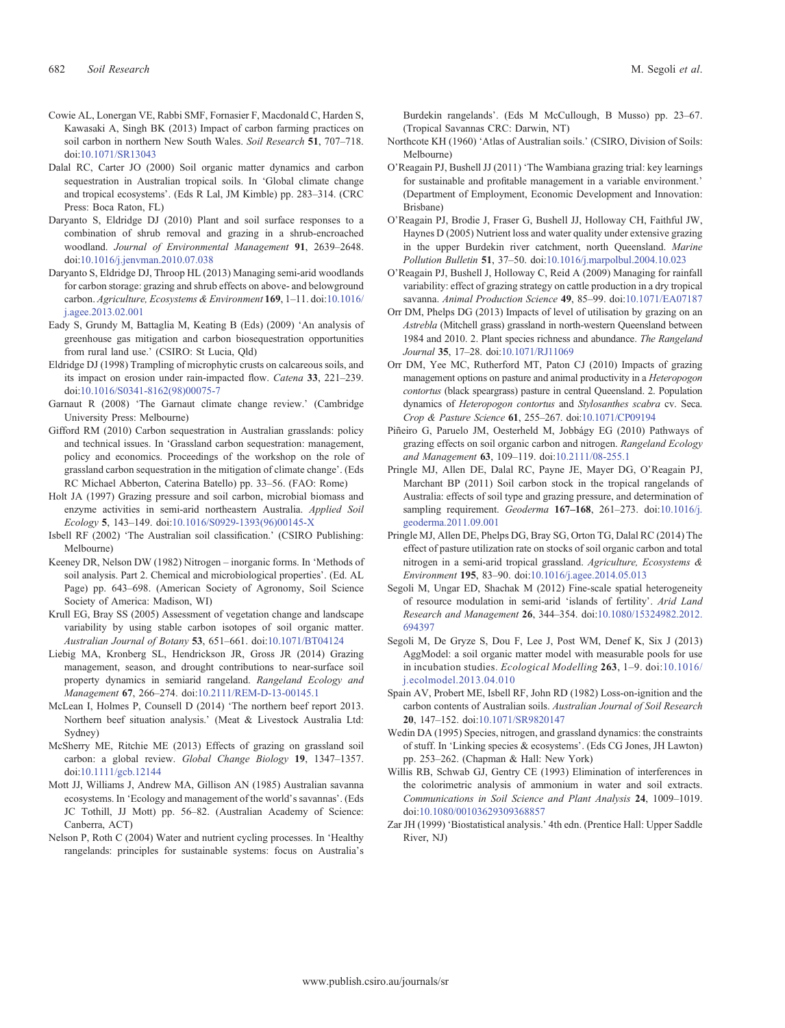Cowie AL, Lonergan VE, Rabbi SMF, Fornasier F, Macdonald C, Harden S, Kawasaki A, Singh BK (2013) Impact of carbon farming practices on soil carbon in northern New South Wales. *Soil Research* **51**, 707–718. doi:10.1071/SR13043

Dalal RC, Carter JO (2000) Soil organic matter dynamics and carbon sequestration in Australian tropical soils. In 'Global climate change and tropical ecosystems'. (Eds R Lal, JM Kimble) pp. 283–314. (CRC Press: Boca Raton, FL)

Daryanto S, Eldridge DJ (2010) Plant and soil surface responses to a combination of shrub removal and grazing in a shrub-encroached woodland. *Journal of Environmental Management* **91**, 2639–2648. doi:10.1016/j.jenvman.2010.07.038

Daryanto S, Eldridge DJ, Throop HL (2013) Managing semi-arid woodlands for carbon storage: grazing and shrub effects on above- and belowground carbon. *Agriculture, Ecosystems & Environment* **169**, 1–11. doi:10.1016/j.agee.2013.02.001

Eady S, Grundy M, Battaglia M, Keating B (Eds) (2009) 'An analysis of greenhouse gas mitigation and carbon biosequestration opportunities from rural land use.' (CSIRO: St Lucia, Qld)

Eldridge DJ (1998) Trampling of microphytic crusts on calcareous soils, and its impact on erosion under rain-impacted flow. *Catena* **33**, 221–239. doi:10.1016/S0341-8162(98)00075-7

Garnaut R (2008) 'The Garnaut climate change review.' (Cambridge University Press: Melbourne)

Gifford RM (2010) Carbon sequestration in Australian grasslands: policy and technical issues. In 'Grassland carbon sequestration: management, policy and economics. Proceedings of the workshop on the role of grassland carbon sequestration in the mitigation of climate change'. (Eds RC Michael Abberton, Caterina Batello) pp. 33–56. (FAO: Rome)

Holt JA (1997) Grazing pressure and soil carbon, microbial biomass and enzyme activities in semi-arid northeastern Australia. *Applied Soil Ecology* **5**, 143–149. doi:10.1016/S0929-1393(96)00145-X

Isbell RF (2002) 'The Australian soil classification.' (CSIRO Publishing: Melbourne)

Keeney DR, Nelson DW (1982) Nitrogen – inorganic forms. In 'Methods of soil analysis. Part 2. Chemical and microbiological properties'. (Ed. AL Page) pp. 643–698. (American Society of Agronomy, Soil Science Society of America: Madison, WI)

Krull EG, Bray SS (2005) Assessment of vegetation change and landscape variability by using stable carbon isotopes of soil organic matter. *Australian Journal of Botany* **53**, 651–661. doi:10.1071/BT04124

Liebig MA, Kronberg SL, Hendrickson JR, Gross JR (2014) Grazing management, season, and drought contributions to near-surface soil property dynamics in semiarid rangeland. *Rangeland Ecology and Management* **67**, 266–274. doi:10.2111/REM-D-13-00145.1

McLean I, Holmes P, Counsell D (2014) 'The northern beef report 2013. Northern beef situation analysis.' (Meat & Livestock Australia Ltd: Sydney)

McSherry ME, Ritchie ME (2013) Effects of grazing on grassland soil carbon: a global review. *Global Change Biology* **19**, 1347–1357. doi:10.1111/gcb.12144

Mott JJ, Williams J, Andrew MA, Gillison AN (1985) Australian savanna ecosystems. In 'Ecology and management of the world's savannas'. (Eds JC Tothill, JJ Mott) pp. 56–82. (Australian Academy of Science: Canberra, ACT)

Nelson P, Roth C (2004) Water and nutrient cycling processes. In 'Healthy rangelands: principles for sustainable systems: focus on Australia's Burdekin rangelands'. (Eds M McCullough, B Musso) pp. 23–67. (Tropical Savannas CRC: Darwin, NT)

Northcote KH (1960) 'Atlas of Australian soils.' (CSIRO, Division of Soils: Melbourne)

O'Reagain PJ, Bushell JJ (2011) 'The Wambiana grazing trial: key learnings for sustainable and profitable management in a variable environment.' (Department of Employment, Economic Development and Innovation: Brisbane)

O'Reagain PJ, Brodie J, Fraser G, Bushell JJ, Holloway CH, Faithful JW, Haynes D (2005) Nutrient loss and water quality under extensive grazing in the upper Burdekin river catchment, north Queensland. *Marine Pollution Bulletin* **51**, 37–50. doi:10.1016/j.marpolbul.2004.10.023

O'Reagain PJ, Bushell J, Holloway C, Reid A (2009) Managing for rainfall variability: effect of grazing strategy on cattle production in a dry tropical savanna. *Animal Production Science* **49**, 85–99. doi:10.1071/EA07187

Orr DM, Phelps DG (2013) Impacts of level of utilisation by grazing on an *Astrebla* (Mitchell grass) grassland in north-western Queensland between 1984 and 2010. 2. Plant species richness and abundance. *The Rangeland Journal* **35**, 17–28. doi:10.1071/RJ11069

Orr DM, Yee MC, Rutherford MT, Paton CJ (2010) Impacts of grazing management options on pasture and animal productivity in a *Heteropogon contortus* (black speargrass) pasture in central Queensland. 2. Population dynamics of *Heteropogon contortus* and *Stylosanthes scabra* cv. Seca. *Crop & Pasture Science* **61**, 255–267. doi:10.1071/CP09194

Piñeiro G, Paruelo JM, Oesterheld M, Jobbágy EG (2010) Pathways of grazing effects on soil organic carbon and nitrogen. *Rangeland Ecology and Management* **63**, 109–119. doi:10.2111/08-255.1

Pringle MJ, Allen DE, Dalal RC, Payne JE, Mayer DG, O'Reagain PJ, Marchant BP (2011) Soil carbon stock in the tropical rangelands of Australia: effects of soil type and grazing pressure, and determination of sampling requirement. *Geoderma* **167–168**, 261–273. doi:10.1016/j.geoderma.2011.09.001

Pringle MJ, Allen DE, Phelps DG, Bray SG, Orton TG, Dalal RC (2014) The effect of pasture utilization rate on stocks of soil organic carbon and total nitrogen in a semi-arid tropical grassland. *Agriculture, Ecosystems & Environment* **195**, 83–90. doi:10.1016/j.agee.2014.05.013

Segoli M, Ungar ED, Shachak M (2012) Fine-scale spatial heterogeneity of resource modulation in semi-arid 'islands of fertility'. *Arid Land Research and Management* **26**, 344–354. doi:10.1080/15324982.2012.694397

Segoli M, De Gryze S, Dou F, Lee J, Post WM, Denef K, Six J (2013) AggModel: a soil organic matter model with measurable pools for use in incubation studies. *Ecological Modelling* **263**, 1–9. doi:10.1016/j.ecolmodel.2013.04.010

Spain AV, Probert ME, Isbell RF, John RD (1982) Loss-on-ignition and the carbon contents of Australian soils. *Australian Journal of Soil Research* **20**, 147–152. doi:10.1071/SR9820147

Wedin DA (1995) Species, nitrogen, and grassland dynamics: the constraints of stuff. In 'Linking species & ecosystems'. (Eds CG Jones, JH Lawton) pp. 253–262. (Chapman & Hall: New York)

Willis RB, Schwab GJ, Gentry CE (1993) Elimination of interferences in the colorimetric analysis of ammonium in water and soil extracts. *Communications in Soil Science and Plant Analysis* **24**, 1009–1019. doi:10.1080/00103629309368857

Zar JH (1999) 'Biostatistical analysis.' 4th edn. (Prentice Hall: Upper Saddle River, NJ)